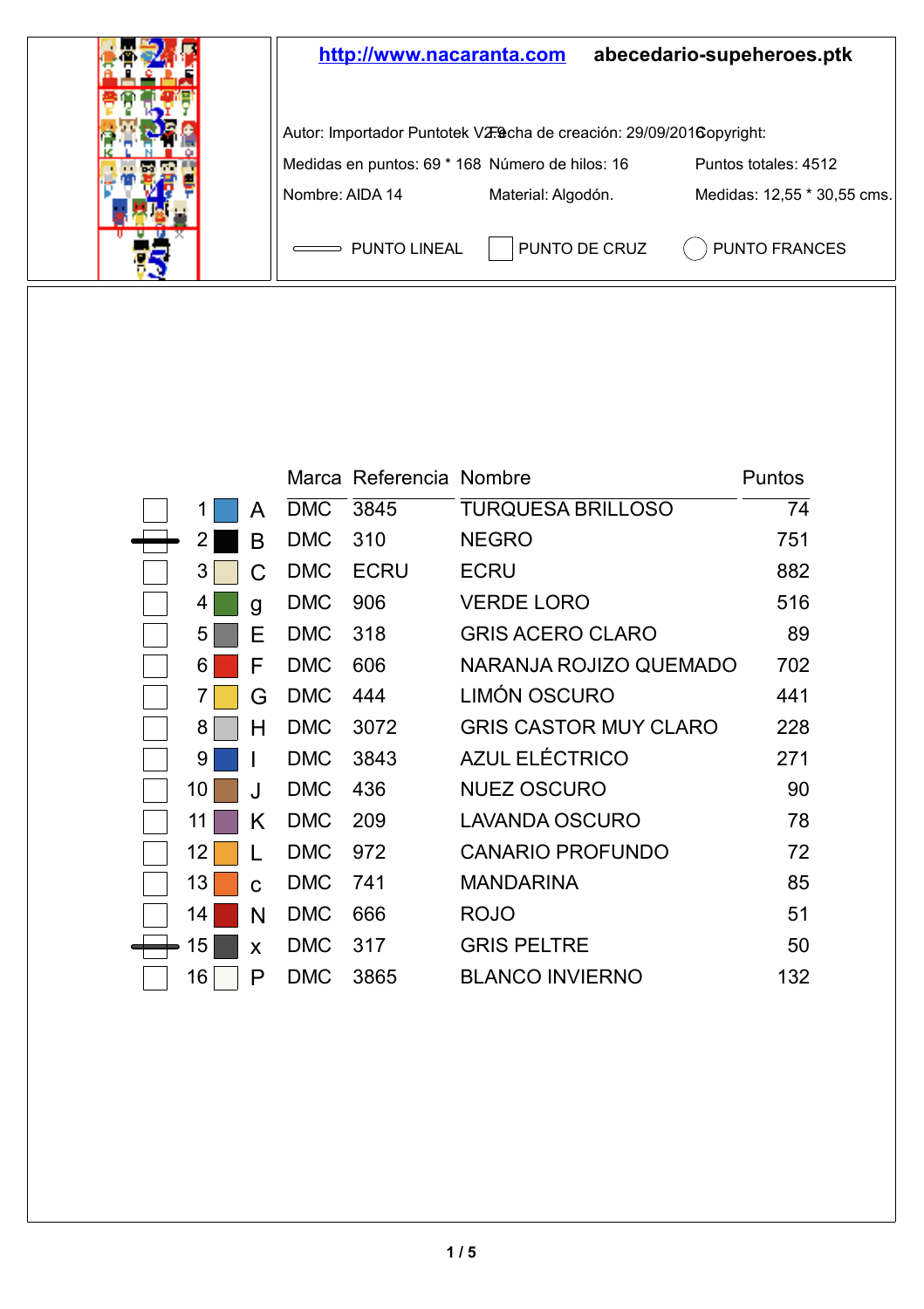http://www.nacaranta.com **abecedario-supeheroes.ptk**

Autor: Importador Puntotek V2.9 | Fecha de creación: 29/09/2016 | Copyright:

Medidas en puntos: 69 * 168 | Número de hilos: 16 | Puntos totales: 4512

Nombre: AIDA 14 | Material: Algodón. | Medidas: 12,55 * 30,55 cms.

PUNTO LINEAL | PUNTO DE CRUZ | PUNTO FRANCES

| | | Símbolo | Marca | Referencia | Nombre | Puntos |
|---|---|---|---|---|---|---|
| | 1 | A | DMC | 3845 | TURQUESA BRILLOSO | 74 |
| | 2 | B | DMC | 310 | NEGRO | 751 |
| | 3 | C | DMC | ECRU | ECRU | 882 |
| | 4 | g | DMC | 906 | VERDE LORO | 516 |
| | 5 | E | DMC | 318 | GRIS ACERO CLARO | 89 |
| | 6 | F | DMC | 606 | NARANJA ROJIZO QUEMADO | 702 |
| | 7 | G | DMC | 444 | LIMÓN OSCURO | 441 |
| | 8 | H | DMC | 3072 | GRIS CASTOR MUY CLARO | 228 |
| | 9 | I | DMC | 3843 | AZUL ELÉCTRICO | 271 |
| | 10 | J | DMC | 436 | NUEZ OSCURO | 90 |
| | 11 | K | DMC | 209 | LAVANDA OSCURO | 78 |
| | 12 | L | DMC | 972 | CANARIO PROFUNDO | 72 |
| | 13 | c | DMC | 741 | MANDARINA | 85 |
| | 14 | N | DMC | 666 | ROJO | 51 |
| | 15 | x | DMC | 317 | GRIS PELTRE | 50 |
| | 16 | P | DMC | 3865 | BLANCO INVIERNO | 132 |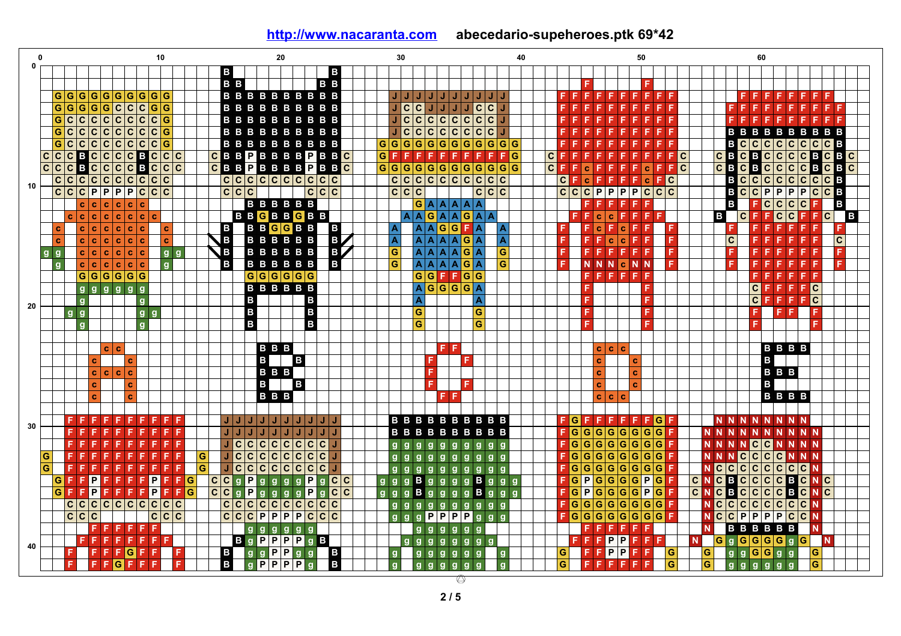**http://www.nacaranta.com** **abecedario-supeheroes.ptk 69*42**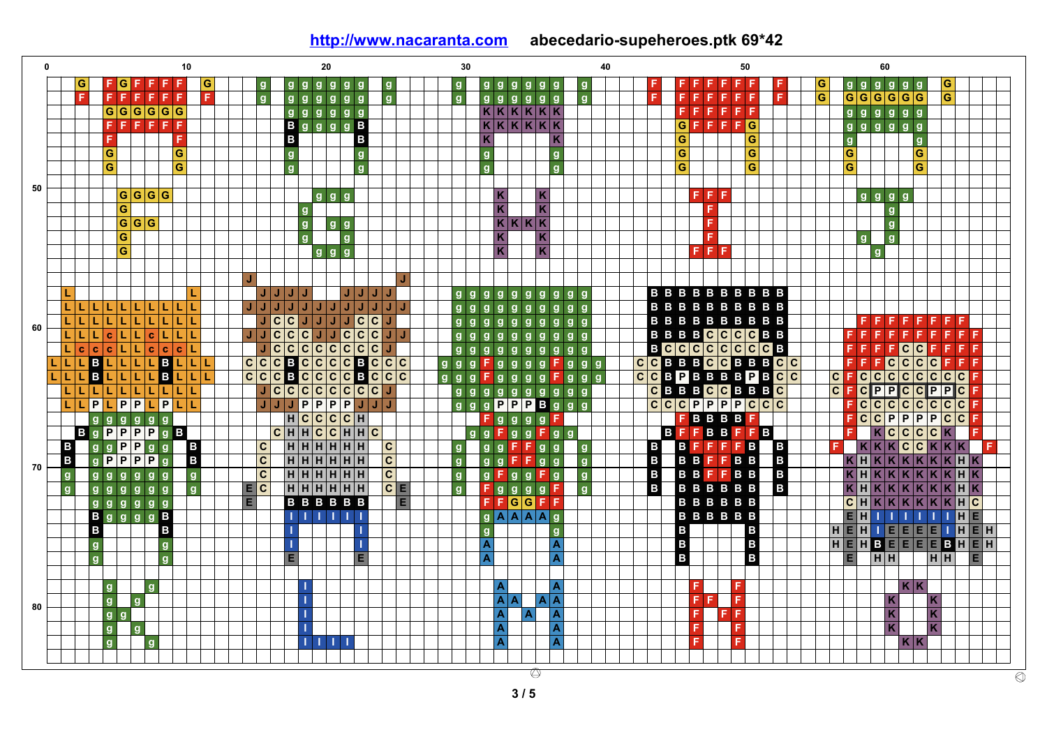http://www.nacaranta.com abecedario-supeheroes.ptk 69*42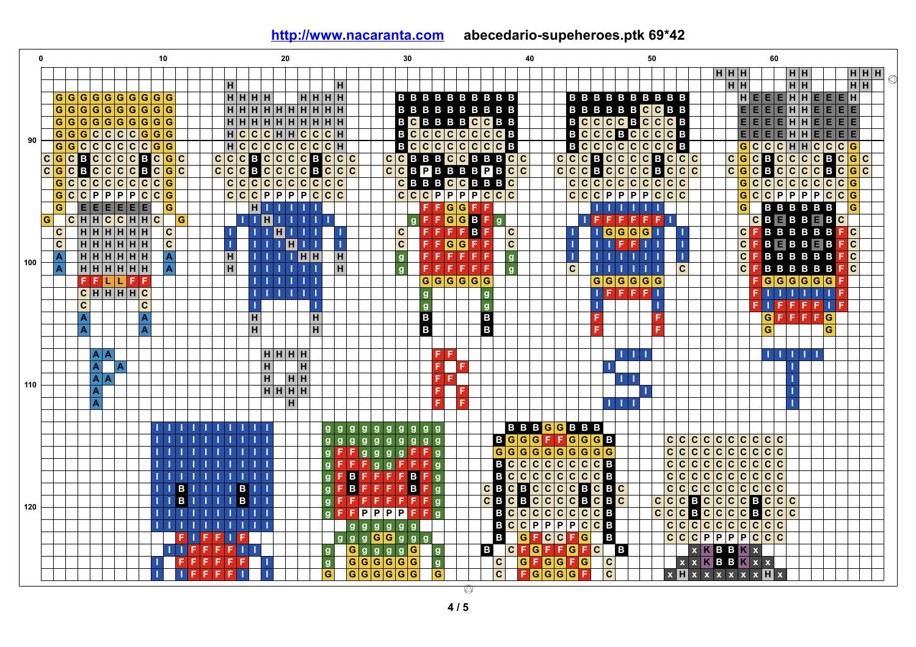http://www.nacaranta.com abecedario-supeheroes.ptk 69*42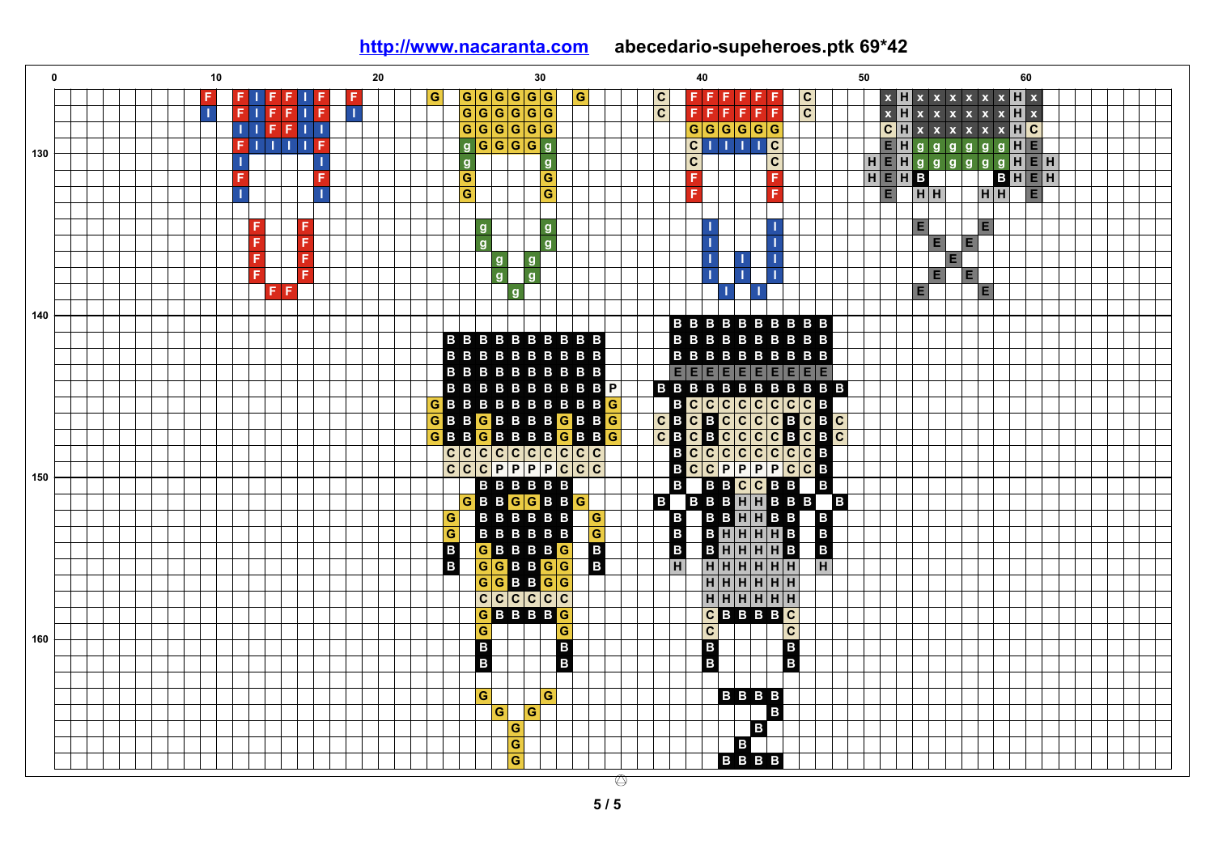**http://www.nacaranta.com** **abecedario-supeheroes.ptk 69*42**